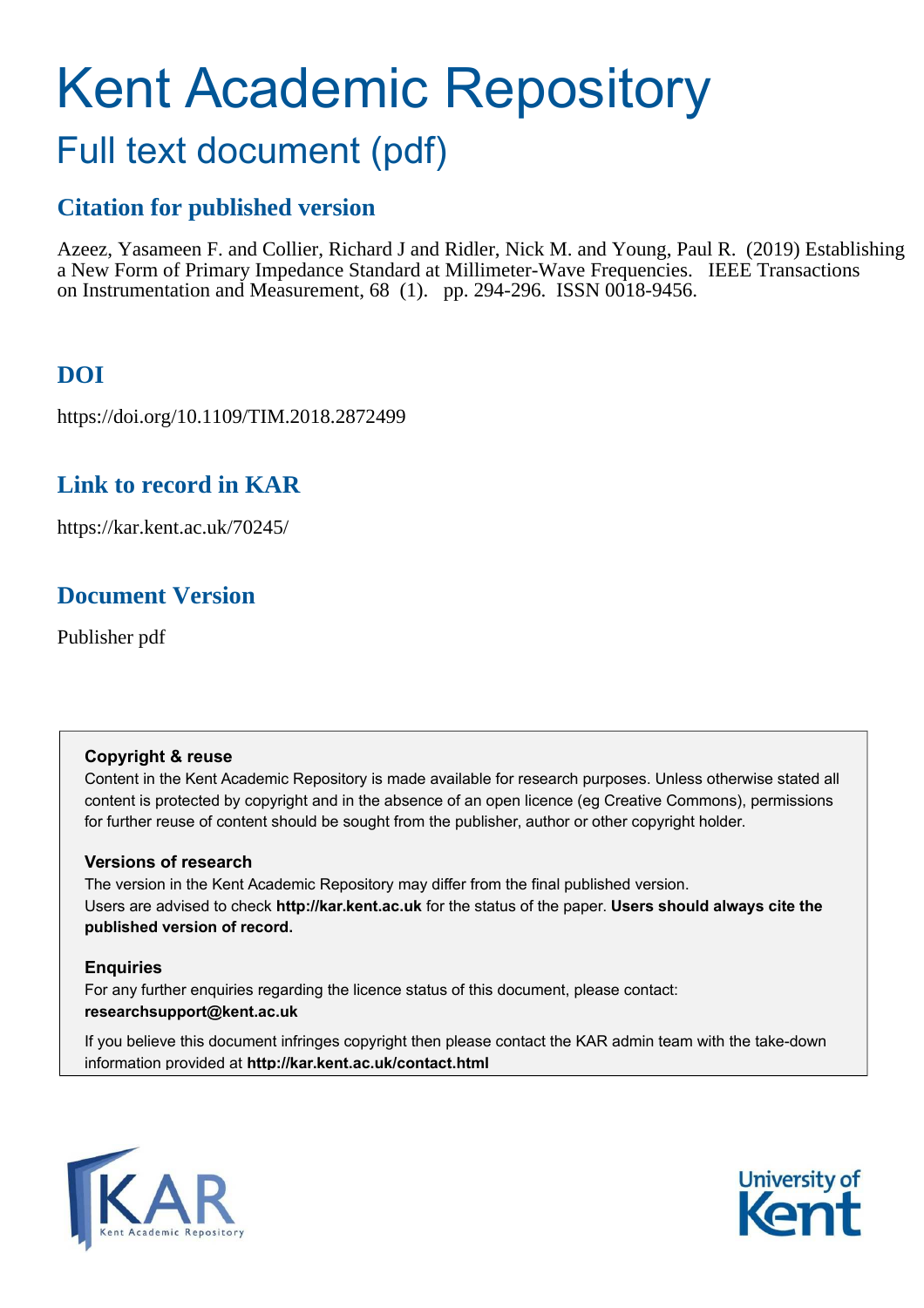# Kent Academic Repository

## Full text document (pdf)

### Citation for published version

Azeez, Yasameen F. and Collier, Richard J and Ridler, Nick M. and Young, Paul R. (2019) Establishing a New Form of Primary Impedance Standard at Millimeter-Wave Frequencies. IEEE Transactions on Instrumentation and Measurement, 68 (1). pp. 294-296. ISSN 0018-9456.

### DOI

https://doi.org/10.1109/TIM.2018.2872499

### Link to record in KAR

https://kar.kent.ac.uk/70245/

### Document Version

Publisher pdf

**Copyright & reuse**

Content in the Kent Academic Repository is made available for research purposes. Unless otherwise stated all content is protected by copyright and in the absence of an open licence (eg Creative Commons), permissions for further reuse of content should be sought from the publisher, author or other copyright holder.

**Versions of research**

The version in the Kent Academic Repository may differ from the final published version. Users are advised to check **http://kar.kent.ac.uk** for the status of the paper. **Users should always cite the published version of record.**

**Enquiries**

For any further enquiries regarding the licence status of this document, please contact: **researchsupport@kent.ac.uk**

If you believe this document infringes copyright then please contact the KAR admin team with the take-down information provided at **http://kar.kent.ac.uk/contact.html**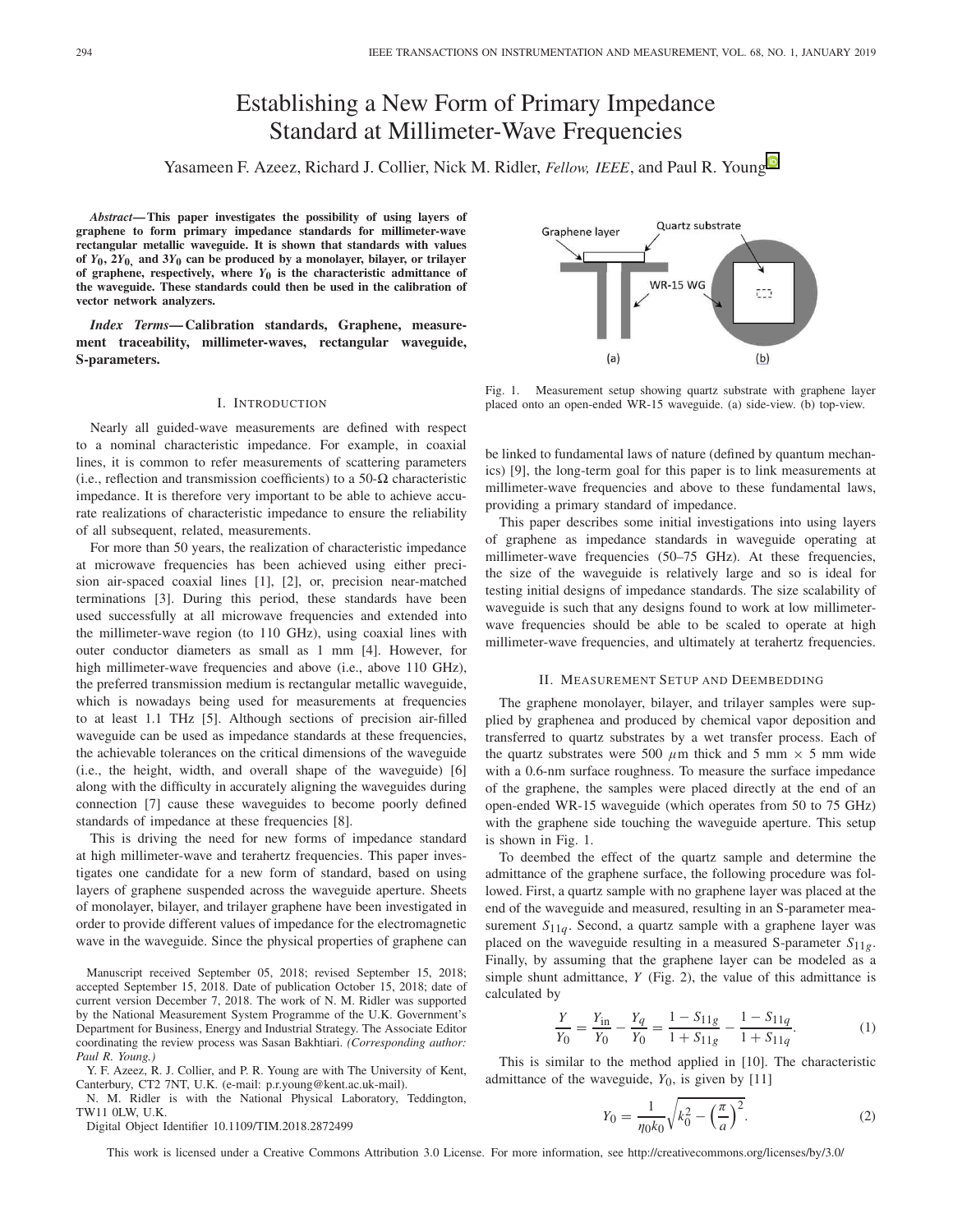# Establishing a New Form of Primary Impedance Standard at Millimeter-Wave Frequencies

Yasameen F. Azeez, Richard J. Collier, Nick M. Ridler, *Fellow, IEEE*, and Paul R. Young

***Abstract*— This paper investigates the possibility of using layers of graphene to form primary impedance standards for millimeter-wave rectangular metallic waveguide. It is shown that standards with values of $Y_0$, $2Y_0$, and $3Y_0$ can be produced by a monolayer, bilayer, or trilayer of graphene, respectively, where $Y_0$ is the characteristic admittance of the waveguide. These standards could then be used in the calibration of vector network analyzers.**

***Index Terms*— Calibration standards, Graphene, measurement traceability, millimeter-waves, rectangular waveguide, S-parameters.**

## I. Introduction

Nearly all guided-wave measurements are defined with respect to a nominal characteristic impedance. For example, in coaxial lines, it is common to refer measurements of scattering parameters (i.e., reflection and transmission coefficients) to a 50-Ω characteristic impedance. It is therefore very important to be able to achieve accurate realizations of characteristic impedance to ensure the reliability of all subsequent, related, measurements.

For more than 50 years, the realization of characteristic impedance at microwave frequencies has been achieved using either precision air-spaced coaxial lines [1], [2], or, precision near-matched terminations [3]. During this period, these standards have been used successfully at all microwave frequencies and extended into the millimeter-wave region (to 110 GHz), using coaxial lines with outer conductor diameters as small as 1 mm [4]. However, for high millimeter-wave frequencies and above (i.e., above 110 GHz), the preferred transmission medium is rectangular metallic waveguide, which is nowadays being used for measurements at frequencies to at least 1.1 THz [5]. Although sections of precision air-filled waveguide can be used as impedance standards at these frequencies, the achievable tolerances on the critical dimensions of the waveguide (i.e., the height, width, and overall shape of the waveguide) [6] along with the difficulty in accurately aligning the waveguides during connection [7] cause these waveguides to become poorly defined standards of impedance at these frequencies [8].

This is driving the need for new forms of impedance standard at high millimeter-wave and terahertz frequencies. This paper investigates one candidate for a new form of standard, based on using layers of graphene suspended across the waveguide aperture. Sheets of monolayer, bilayer, and trilayer graphene have been investigated in order to provide different values of impedance for the electromagnetic wave in the waveguide. Since the physical properties of graphene can be linked to fundamental laws of nature (defined by quantum mechanics) [9], the long-term goal for this paper is to link measurements at millimeter-wave frequencies and above to these fundamental laws, providing a primary standard of impedance.

This paper describes some initial investigations into using layers of graphene as impedance standards in waveguide operating at millimeter-wave frequencies (50–75 GHz). At these frequencies, the size of the waveguide is relatively large and so is ideal for testing initial designs of impedance standards. The size scalability of waveguide is such that any designs found to work at low millimeter-wave frequencies should be able to be scaled to operate at high millimeter-wave frequencies, and ultimately at terahertz frequencies.

Manuscript received September 05, 2018; revised September 15, 2018; accepted September 15, 2018. Date of publication October 15, 2018; date of current version December 7, 2018. The work of N. M. Ridler was supported by the National Measurement System Programme of the U.K. Government's Department for Business, Energy and Industrial Strategy. The Associate Editor coordinating the review process was Sasan Bakhtiari. *(Corresponding author: Paul R. Young.)*

Y. F. Azeez, R. J. Collier, and P. R. Young are with The University of Kent, Canterbury, CT2 7NT, U.K. (e-mail: p.r.young@kent.ac.uk-mail).

N. M. Ridler is with the National Physical Laboratory, Teddington, TW11 0LW, U.K.

Digital Object Identifier 10.1109/TIM.2018.2872499

Fig. 1. Measurement setup showing quartz substrate with graphene layer placed onto an open-ended WR-15 waveguide. (a) side-view. (b) top-view.

## II. Measurement Setup and Deembedding

The graphene monolayer, bilayer, and trilayer samples were supplied by graphenea and produced by chemical vapor deposition and transferred to quartz substrates by a wet transfer process. Each of the quartz substrates were 500 $\mu$m thick and 5 mm × 5 mm wide with a 0.6-nm surface roughness. To measure the surface impedance of the graphene, the samples were placed directly at the end of an open-ended WR-15 waveguide (which operates from 50 to 75 GHz) with the graphene side touching the waveguide aperture. This setup is shown in Fig. 1.

To deembed the effect of the quartz sample and determine the admittance of the graphene surface, the following procedure was followed. First, a quartz sample with no graphene layer was placed at the end of the waveguide and measured, resulting in an S-parameter measurement $S_{11q}$. Second, a quartz sample with a graphene layer was placed on the waveguide resulting in a measured S-parameter $S_{11g}$. Finally, by assuming that the graphene layer can be modeled as a simple shunt admittance, $Y$ (Fig. 2), the value of this admittance is calculated by

$$\frac{Y}{Y_0} = \frac{Y_{\text{in}}}{Y_0} - \frac{Y_q}{Y_0} = \frac{1 - S_{11g}}{1 + S_{11g}} - \frac{1 - S_{11q}}{1 + S_{11q}}. \tag{1}$$

This is similar to the method applied in [10]. The characteristic admittance of the waveguide, $Y_0$, is given by [11]

$$Y_0 = \frac{1}{\eta_0 k_0}\sqrt{k_0^2 - \left(\frac{\pi}{a}\right)^2}. \tag{2}$$

This work is licensed under a Creative Commons Attribution 3.0 License. For more information, see http://creativecommons.org/licenses/by/3.0/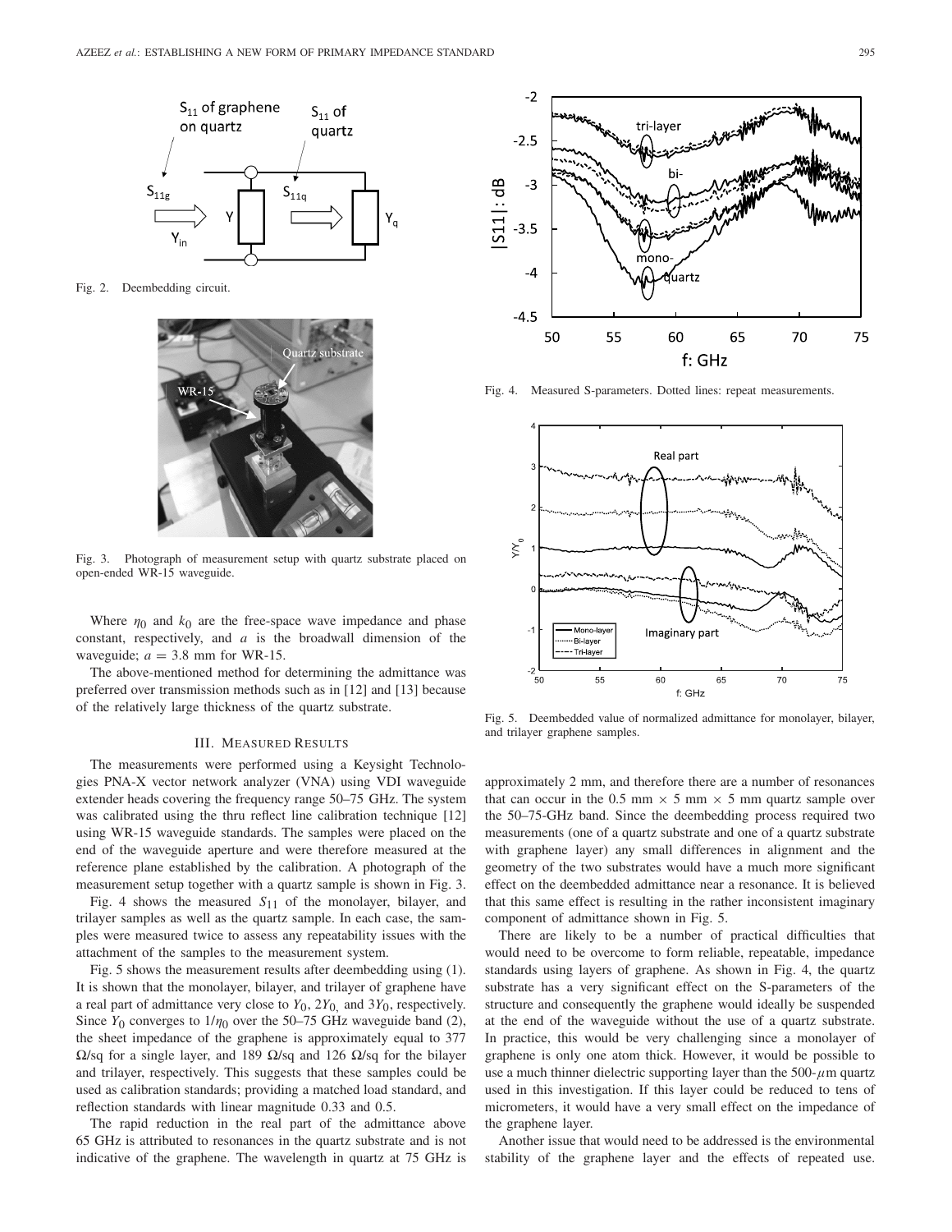Fig. 2. Deembedding circuit.

Fig. 3. Photograph of measurement setup with quartz substrate placed on open-ended WR-15 waveguide.

Where $\eta_0$ and $k_0$ are the free-space wave impedance and phase constant, respectively, and $a$ is the broadwall dimension of the waveguide; $a = 3.8$ mm for WR-15.

The above-mentioned method for determining the admittance was preferred over transmission methods such as in [12] and [13] because of the relatively large thickness of the quartz substrate.

## III. Measured Results

The measurements were performed using a Keysight Technologies PNA-X vector network analyzer (VNA) using VDI waveguide extender heads covering the frequency range 50–75 GHz. The system was calibrated using the thru reflect line calibration technique [12] using WR-15 waveguide standards. The samples were placed on the end of the waveguide aperture and were therefore measured at the reference plane established by the calibration. A photograph of the measurement setup together with a quartz sample is shown in Fig. 3.

Fig. 4 shows the measured $S_{11}$ of the monolayer, bilayer, and trilayer samples as well as the quartz sample. In each case, the samples were measured twice to assess any repeatability issues with the attachment of the samples to the measurement system.

Fig. 5 shows the measurement results after deembedding using (1). It is shown that the monolayer, bilayer, and trilayer of graphene have a real part of admittance very close to $Y_0$, $2Y_0$, and $3Y_0$, respectively. Since $Y_0$ converges to $1/\eta_0$ over the 50–75 GHz waveguide band (2), the sheet impedance of the graphene is approximately equal to 377 Ω/sq for a single layer, and 189 Ω/sq and 126 Ω/sq for the bilayer and trilayer, respectively. This suggests that these samples could be used as calibration standards; providing a matched load standard, and reflection standards with linear magnitude 0.33 and 0.5.

The rapid reduction in the real part of the admittance above 65 GHz is attributed to resonances in the quartz substrate and is not indicative of the graphene. The wavelength in quartz at 75 GHz is approximately 2 mm, and therefore there are a number of resonances that can occur in the 0.5 mm × 5 mm × 5 mm quartz sample over the 50–75-GHz band. Since the deembedding process required two measurements (one of a quartz substrate and one of a quartz substrate with graphene layer) any small differences in alignment and the geometry of the two substrates would have a much more significant effect on the deembedded admittance near a resonance. It is believed that this same effect is resulting in the rather inconsistent imaginary component of admittance shown in Fig. 5.

There are likely to be a number of practical difficulties that would need to be overcome to form reliable, repeatable, impedance standards using layers of graphene. As shown in Fig. 4, the quartz substrate has a very significant effect on the S-parameters of the structure and consequently the graphene would ideally be suspended at the end of the waveguide without the use of a quartz substrate. In practice, this would be very challenging since a monolayer of graphene is only one atom thick. However, it would be possible to use a much thinner dielectric supporting layer than the 500-$\mu$m quartz used in this investigation. If this layer could be reduced to tens of micrometers, it would have a very small effect on the impedance of the graphene layer.

Another issue that would need to be addressed is the environmental stability of the graphene layer and the effects of repeated use.

Fig. 4. Measured S-parameters. Dotted lines: repeat measurements.

Fig. 5. Deembedded value of normalized admittance for monolayer, bilayer, and trilayer graphene samples.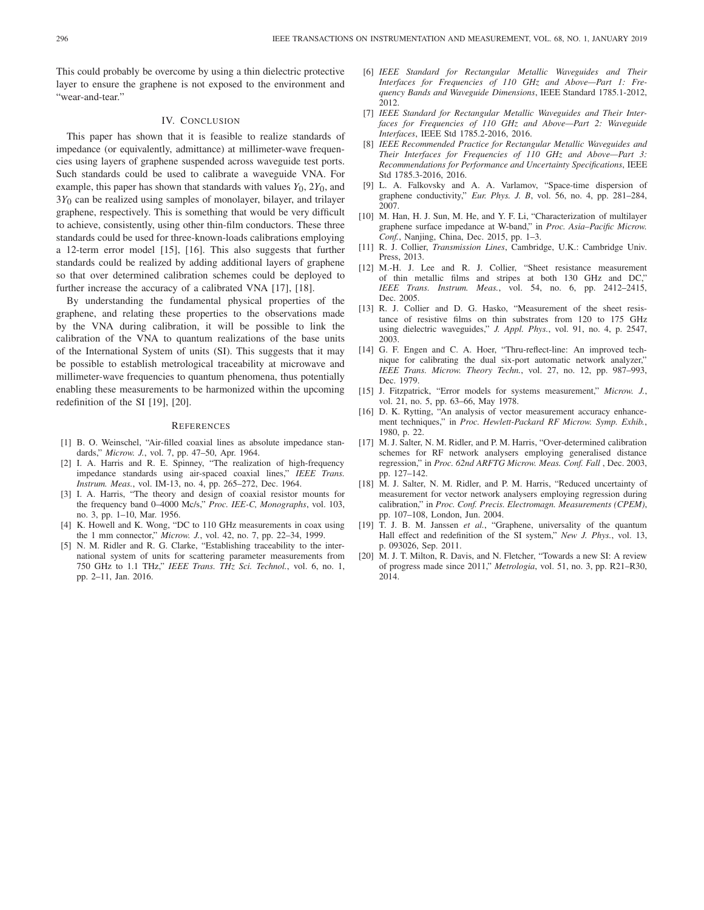This could probably be overcome by using a thin dielectric protective layer to ensure the graphene is not exposed to the environment and "wear-and-tear."

## IV. Conclusion

This paper has shown that it is feasible to realize standards of impedance (or equivalently, admittance) at millimeter-wave frequencies using layers of graphene suspended across waveguide test ports. Such standards could be used to calibrate a waveguide VNA. For example, this paper has shown that standards with values $Y_0$, $2Y_0$, and $3Y_0$ can be realized using samples of monolayer, bilayer, and trilayer graphene, respectively. This is something that would be very difficult to achieve, consistently, using other thin-film conductors. These three standards could be used for three-known-loads calibrations employing a 12-term error model [15], [16]. This also suggests that further standards could be realized by adding additional layers of graphene so that over determined calibration schemes could be deployed to further increase the accuracy of a calibrated VNA [17], [18].

By understanding the fundamental physical properties of the graphene, and relating these properties to the observations made by the VNA during calibration, it will be possible to link the calibration of the VNA to quantum realizations of the base units of the International System of units (SI). This suggests that it may be possible to establish metrological traceability at microwave and millimeter-wave frequencies to quantum phenomena, thus potentially enabling these measurements to be harmonized within the upcoming redefinition of the SI [19], [20].

## References

[1] B. O. Weinschel, "Air-filled coaxial lines as absolute impedance standards," *Microw. J.*, vol. 7, pp. 47–50, Apr. 1964.

[2] I. A. Harris and R. E. Spinney, "The realization of high-frequency impedance standards using air-spaced coaxial lines," *IEEE Trans. Instrum. Meas.*, vol. IM-13, no. 4, pp. 265–272, Dec. 1964.

[3] I. A. Harris, "The theory and design of coaxial resistor mounts for the frequency band 0–4000 Mc/s," *Proc. IEE-C, Monographs*, vol. 103, no. 3, pp. 1–10, Mar. 1956.

[4] K. Howell and K. Wong, "DC to 110 GHz measurements in coax using the 1 mm connector," *Microw. J.*, vol. 42, no. 7, pp. 22–34, 1999.

[5] N. M. Ridler and R. G. Clarke, "Establishing traceability to the international system of units for scattering parameter measurements from 750 GHz to 1.1 THz," *IEEE Trans. THz Sci. Technol.*, vol. 6, no. 1, pp. 2–11, Jan. 2016.

[6] *IEEE Standard for Rectangular Metallic Waveguides and Their Interfaces for Frequencies of 110 GHz and Above—Part 1: Frequency Bands and Waveguide Dimensions*, IEEE Standard 1785.1-2012, 2012.

[7] *IEEE Standard for Rectangular Metallic Waveguides and Their Interfaces for Frequencies of 110 GHz and Above—Part 2: Waveguide Interfaces*, IEEE Std 1785.2-2016, 2016.

[8] *IEEE Recommended Practice for Rectangular Metallic Waveguides and Their Interfaces for Frequencies of 110 GHz and Above—Part 3: Recommendations for Performance and Uncertainty Specifications*, IEEE Std 1785.3-2016, 2016.

[9] L. A. Falkovsky and A. A. Varlamov, "Space-time dispersion of graphene conductivity," *Eur. Phys. J. B*, vol. 56, no. 4, pp. 281–284, 2007.

[10] M. Han, H. J. Sun, M. He, and Y. F. Li, "Characterization of multilayer graphene surface impedance at W-band," in *Proc. Asia–Pacific Microw. Conf.*, Nanjing, China, Dec. 2015, pp. 1–3.

[11] R. J. Collier, *Transmission Lines*, Cambridge, U.K.: Cambridge Univ. Press, 2013.

[12] M.-H. J. Lee and R. J. Collier, "Sheet resistance measurement of thin metallic films and stripes at both 130 GHz and DC," *IEEE Trans. Instrum. Meas.*, vol. 54, no. 6, pp. 2412–2415, Dec. 2005.

[13] R. J. Collier and D. G. Hasko, "Measurement of the sheet resistance of resistive films on thin substrates from 120 to 175 GHz using dielectric waveguides," *J. Appl. Phys.*, vol. 91, no. 4, p. 2547, 2003.

[14] G. F. Engen and C. A. Hoer, "Thru-reflect-line: An improved technique for calibrating the dual six-port automatic network analyzer," *IEEE Trans. Microw. Theory Techn.*, vol. 27, no. 12, pp. 987–993, Dec. 1979.

[15] J. Fitzpatrick, "Error models for systems measurement," *Microw. J.*, vol. 21, no. 5, pp. 63–66, May 1978.

[16] D. K. Rytting, "An analysis of vector measurement accuracy enhancement techniques," in *Proc. Hewlett-Packard RF Microw. Symp. Exhib.*, 1980, p. 22.

[17] M. J. Salter, N. M. Ridler, and P. M. Harris, "Over-determined calibration schemes for RF network analysers employing generalised distance regression," in *Proc. 62nd ARFTG Microw. Meas. Conf. Fall* , Dec. 2003, pp. 127–142.

[18] M. J. Salter, N. M. Ridler, and P. M. Harris, "Reduced uncertainty of measurement for vector network analysers employing regression during calibration," in *Proc. Conf. Precis. Electromagn. Measurements (CPEM)*, pp. 107–108, London, Jun. 2004.

[19] T. J. B. M. Janssen *et al.*, "Graphene, universality of the quantum Hall effect and redefinition of the SI system," *New J. Phys.*, vol. 13, p. 093026, Sep. 2011.

[20] M. J. T. Milton, R. Davis, and N. Fletcher, "Towards a new SI: A review of progress made since 2011," *Metrologia*, vol. 51, no. 3, pp. R21–R30, 2014.